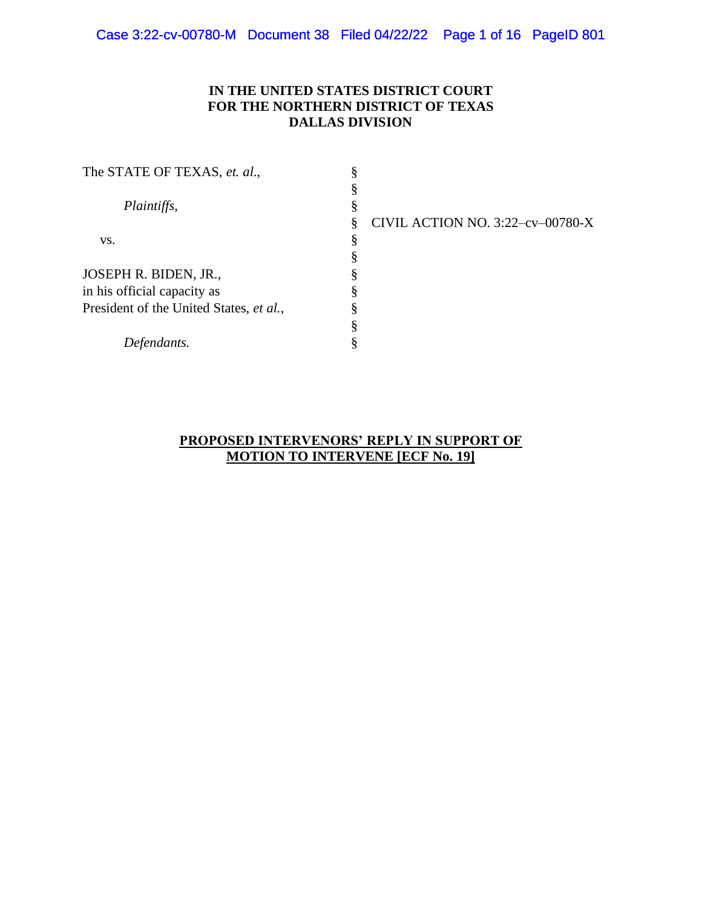**IN THE UNITED STATES DISTRICT COURT**
**FOR THE NORTHERN DISTRICT OF TEXAS**
**DALLAS DIVISION**

| | | |
|---|---|---|
| The STATE OF TEXAS, *et. al.*, | § | |
| | § | |
| *Plaintiffs*, | § | |
| | § | CIVIL ACTION NO. 3:22–cv–00780-X |
| vs. | § | |
| | § | |
| JOSEPH R. BIDEN, JR., | § | |
| in his official capacity as | § | |
| President of the United States, *et al.*, | § | |
| | § | |
| *Defendants.* | § | |

**PROPOSED INTERVENORS' REPLY IN SUPPORT OF MOTION TO INTERVENE [ECF No. 19]**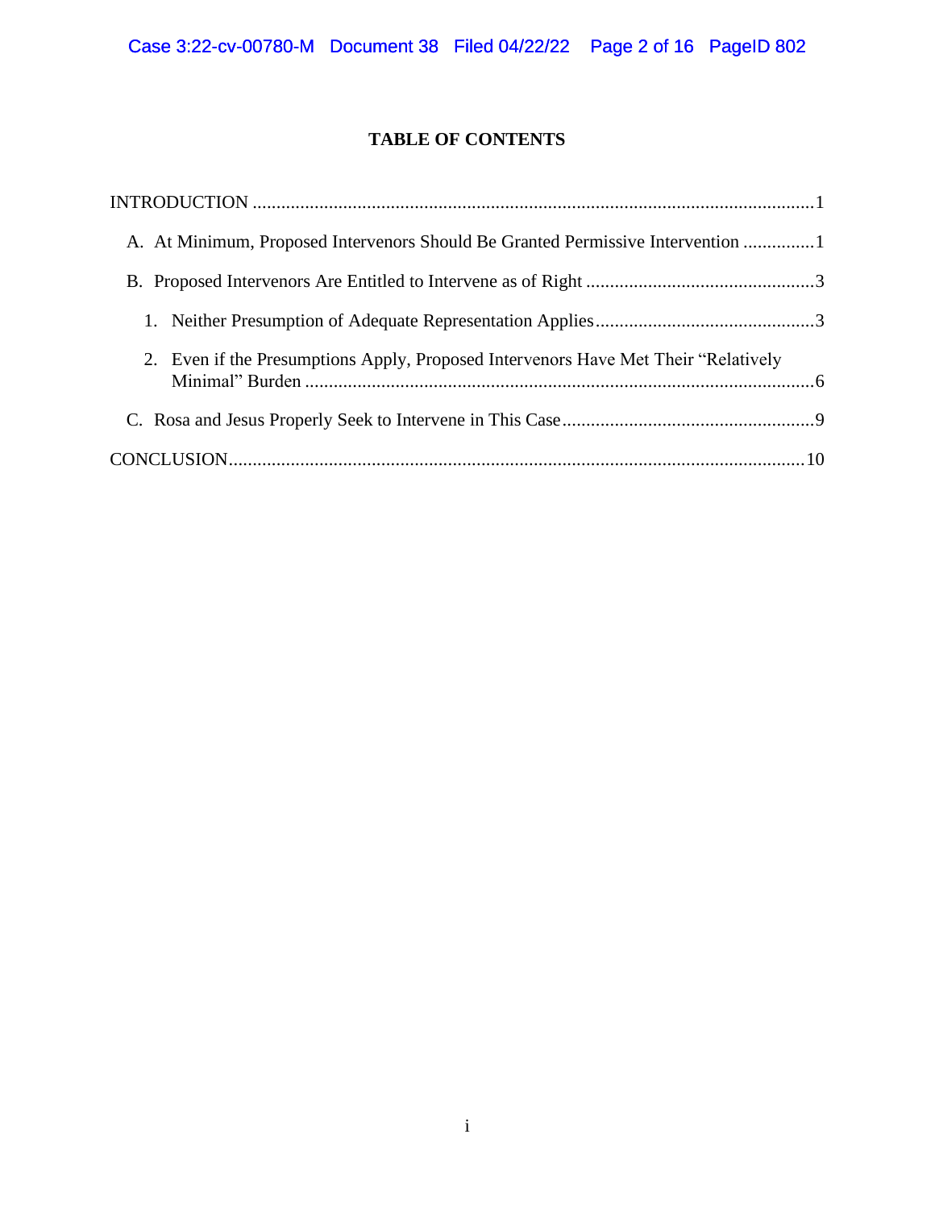# TABLE OF CONTENTS

INTRODUCTION ........................................................................................................................1

A. At Minimum, Proposed Intervenors Should Be Granted Permissive Intervention ...............1

B. Proposed Intervenors Are Entitled to Intervene as of Right ................................................3

1. Neither Presumption of Adequate Representation Applies..............................................3

2. Even if the Presumptions Apply, Proposed Intervenors Have Met Their "Relatively Minimal" Burden ..........................................................................................................6

C. Rosa and Jesus Properly Seek to Intervene in This Case.....................................................9

CONCLUSION........................................................................................................................10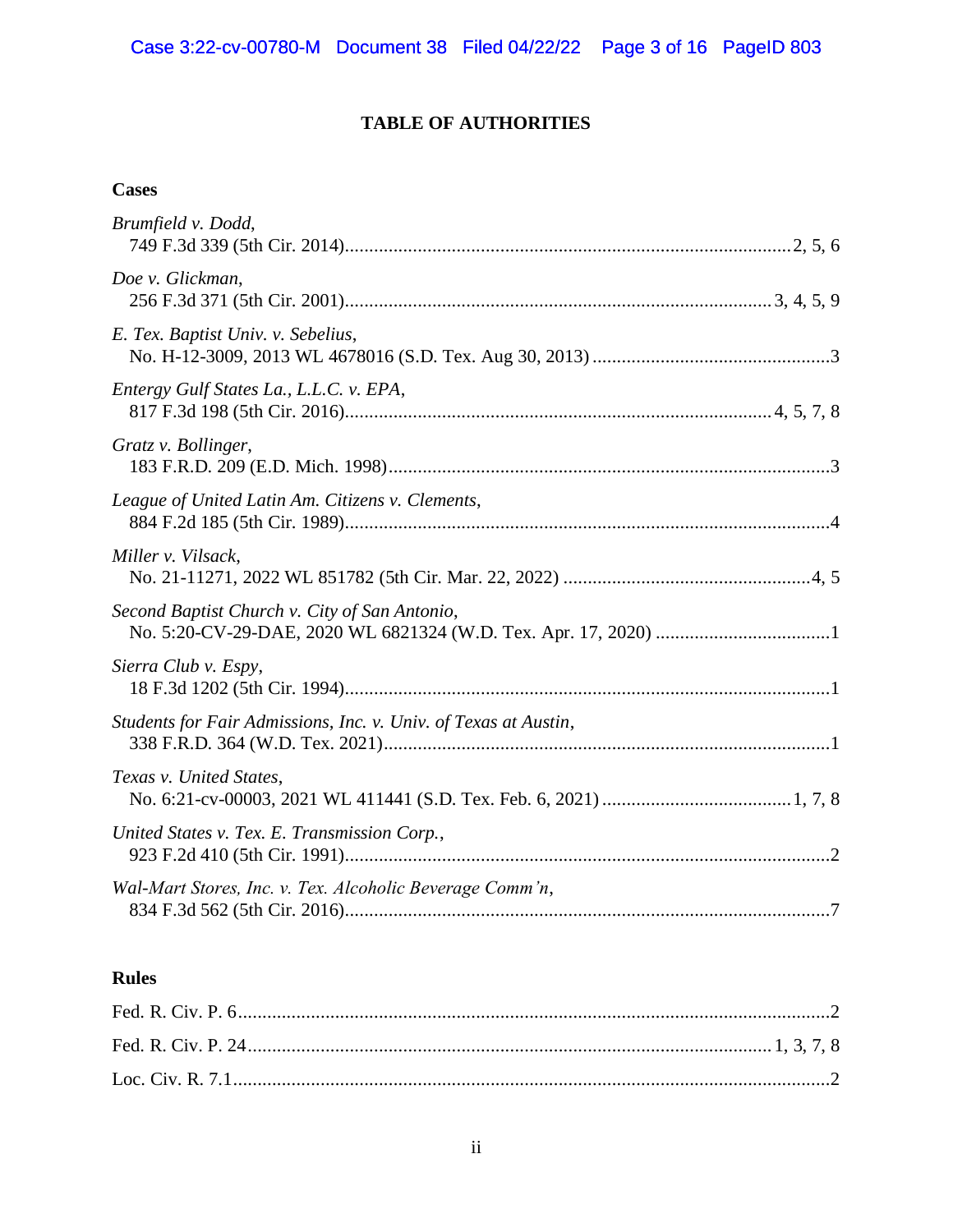# TABLE OF AUTHORITIES

## Cases

*Brumfield v. Dodd*, 749 F.3d 339 (5th Cir. 2014)........................................................................................2, 5, 6

*Doe v. Glickman*, 256 F.3d 371 (5th Cir. 2001)....................................................................................3, 4, 5, 9

*E. Tex. Baptist Univ. v. Sebelius*, No. H-12-3009, 2013 WL 4678016 (S.D. Tex. Aug 30, 2013) .................................................3

*Entergy Gulf States La., L.L.C. v. EPA*, 817 F.3d 198 (5th Cir. 2016)....................................................................................4, 5, 7, 8

*Gratz v. Bollinger*, 183 F.R.D. 209 (E.D. Mich. 1998)...........................................................................................3

*League of United Latin Am. Citizens v. Clements*, 884 F.2d 185 (5th Cir. 1989)...................................................................................................4

*Miller v. Vilsack*, No. 21-11271, 2022 WL 851782 (5th Cir. Mar. 22, 2022) ..................................................4, 5

*Second Baptist Church v. City of San Antonio*, No. 5:20-CV-29-DAE, 2020 WL 6821324 (W.D. Tex. Apr. 17, 2020) ...................................1

*Sierra Club v. Espy*, 18 F.3d 1202 (5th Cir. 1994)...................................................................................................1

*Students for Fair Admissions, Inc. v. Univ. of Texas at Austin*, 338 F.R.D. 364 (W.D. Tex. 2021)...........................................................................................1

*Texas v. United States*, No. 6:21-cv-00003, 2021 WL 411441 (S.D. Tex. Feb. 6, 2021) ......................................1, 7, 8

*United States v. Tex. E. Transmission Corp.*, 923 F.2d 410 (5th Cir. 1991)...................................................................................................2

*Wal-Mart Stores, Inc. v. Tex. Alcoholic Beverage Comm'n*, 834 F.3d 562 (5th Cir. 2016)...................................................................................................7

## Rules

Fed. R. Civ. P. 6..........................................................................................................................2

Fed. R. Civ. P. 24.........................................................................................................1, 3, 7, 8

Loc. Civ. R. 7.1..........................................................................................................................2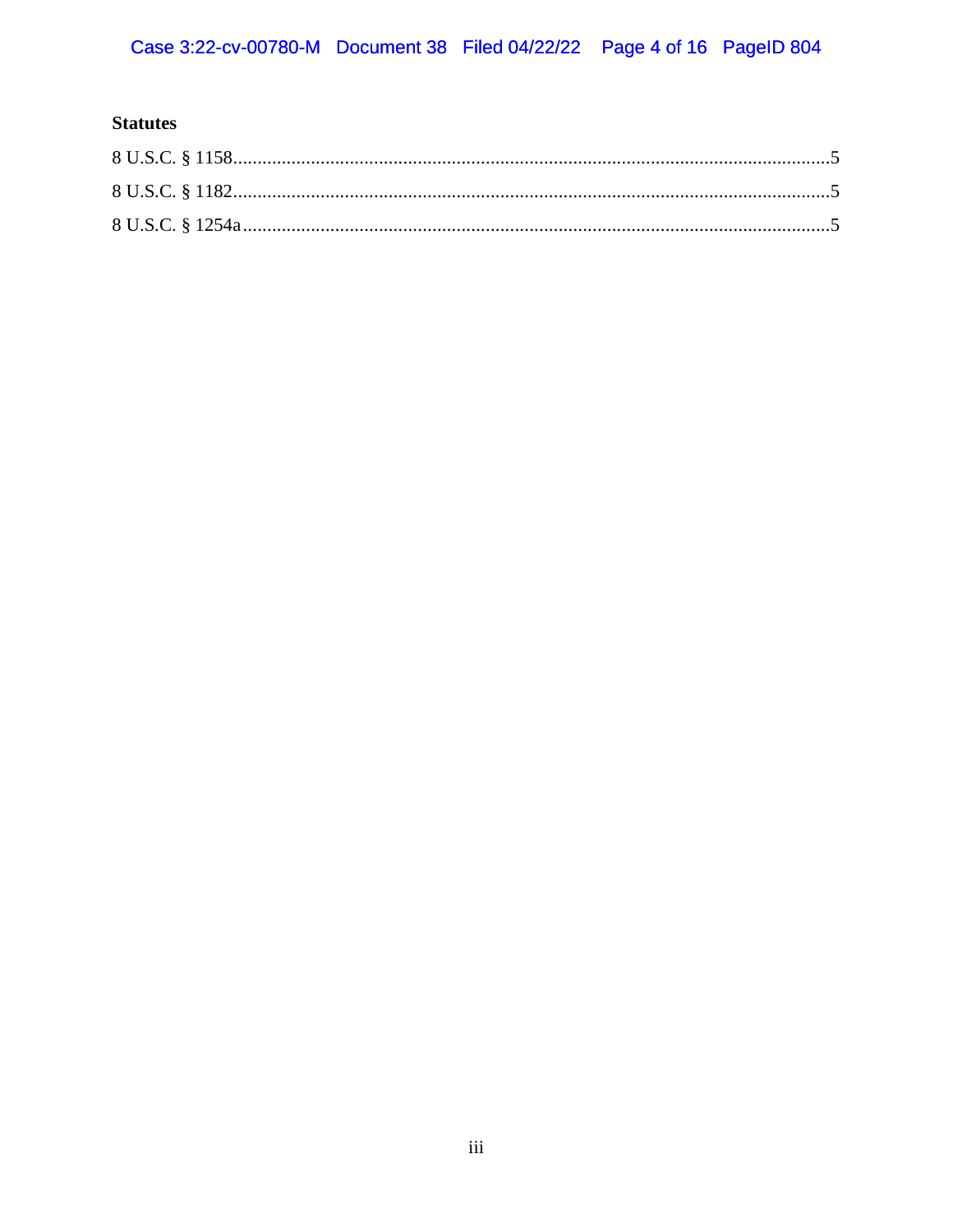**Statutes**

8 U.S.C. § 1158..........................................................................................................................5

8 U.S.C. § 1182..........................................................................................................................5

8 U.S.C. § 1254a........................................................................................................................5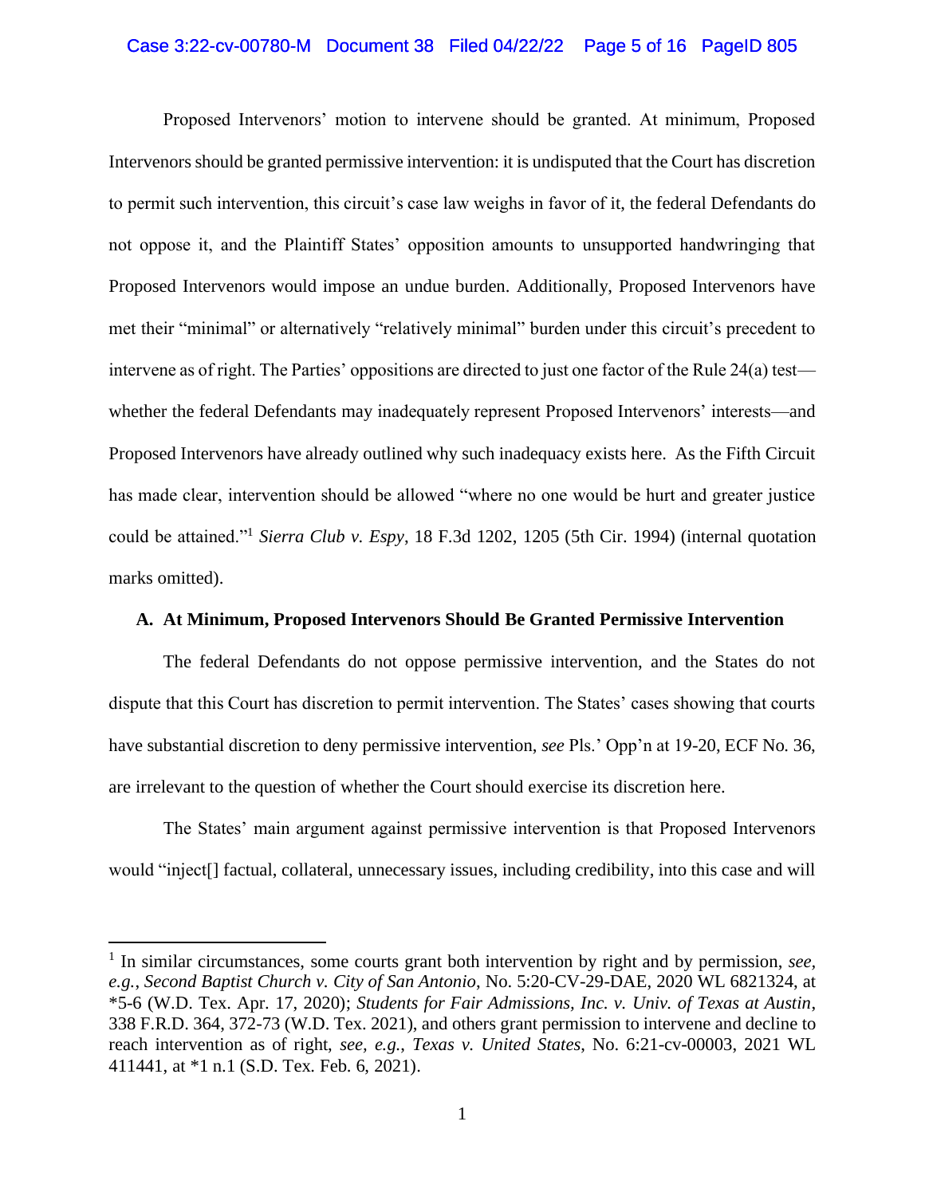Proposed Intervenors' motion to intervene should be granted. At minimum, Proposed Intervenors should be granted permissive intervention: it is undisputed that the Court has discretion to permit such intervention, this circuit's case law weighs in favor of it, the federal Defendants do not oppose it, and the Plaintiff States' opposition amounts to unsupported handwringing that Proposed Intervenors would impose an undue burden. Additionally, Proposed Intervenors have met their "minimal" or alternatively "relatively minimal" burden under this circuit's precedent to intervene as of right. The Parties' oppositions are directed to just one factor of the Rule 24(a) test—whether the federal Defendants may inadequately represent Proposed Intervenors' interests—and Proposed Intervenors have already outlined why such inadequacy exists here. As the Fifth Circuit has made clear, intervention should be allowed "where no one would be hurt and greater justice could be attained."[1] *Sierra Club v. Espy*, 18 F.3d 1202, 1205 (5th Cir. 1994) (internal quotation marks omitted).

### A. At Minimum, Proposed Intervenors Should Be Granted Permissive Intervention

The federal Defendants do not oppose permissive intervention, and the States do not dispute that this Court has discretion to permit intervention. The States' cases showing that courts have substantial discretion to deny permissive intervention, *see* Pls.' Opp'n at 19-20, ECF No. 36, are irrelevant to the question of whether the Court should exercise its discretion here.

The States' main argument against permissive intervention is that Proposed Intervenors would "inject[] factual, collateral, unnecessary issues, including credibility, into this case and will

[1] In similar circumstances, some courts grant both intervention by right and by permission, *see, e.g.*, *Second Baptist Church v. City of San Antonio*, No. 5:20-CV-29-DAE, 2020 WL 6821324, at *5-6 (W.D. Tex. Apr. 17, 2020); *Students for Fair Admissions, Inc. v. Univ. of Texas at Austin*, 338 F.R.D. 364, 372-73 (W.D. Tex. 2021), and others grant permission to intervene and decline to reach intervention as of right, *see, e.g.*, *Texas v. United States*, No. 6:21-cv-00003, 2021 WL 411441, at *1 n.1 (S.D. Tex. Feb. 6, 2021).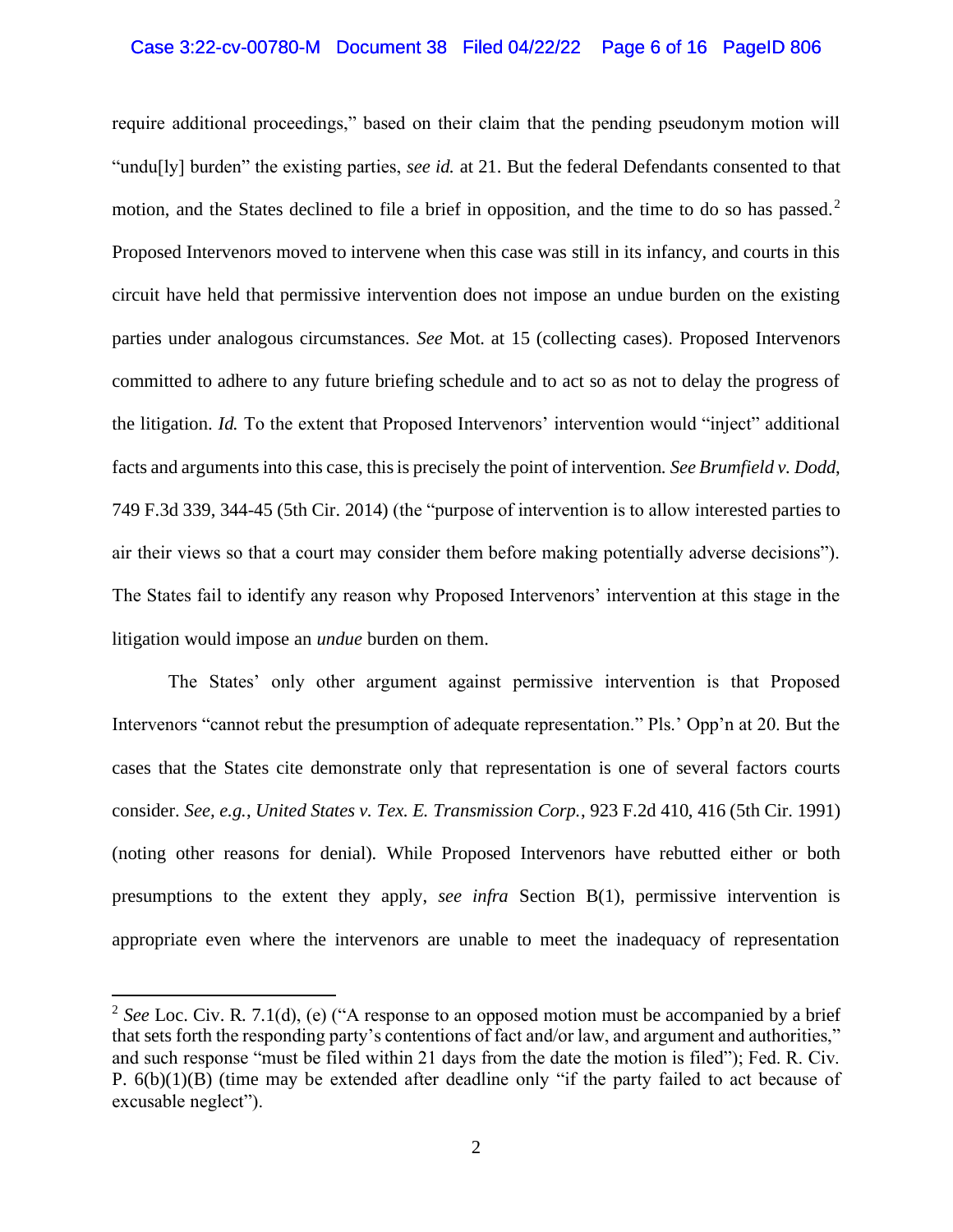require additional proceedings," based on their claim that the pending pseudonym motion will "undu[ly] burden" the existing parties, *see id.* at 21. But the federal Defendants consented to that motion, and the States declined to file a brief in opposition, and the time to do so has passed.[2] Proposed Intervenors moved to intervene when this case was still in its infancy, and courts in this circuit have held that permissive intervention does not impose an undue burden on the existing parties under analogous circumstances. *See* Mot. at 15 (collecting cases). Proposed Intervenors committed to adhere to any future briefing schedule and to act so as not to delay the progress of the litigation. *Id.* To the extent that Proposed Intervenors' intervention would "inject" additional facts and arguments into this case, this is precisely the point of intervention. *See Brumfield v. Dodd*, 749 F.3d 339, 344-45 (5th Cir. 2014) (the "purpose of intervention is to allow interested parties to air their views so that a court may consider them before making potentially adverse decisions"). The States fail to identify any reason why Proposed Intervenors' intervention at this stage in the litigation would impose an *undue* burden on them.

The States' only other argument against permissive intervention is that Proposed Intervenors "cannot rebut the presumption of adequate representation." Pls.' Opp'n at 20. But the cases that the States cite demonstrate only that representation is one of several factors courts consider. *See, e.g.*, *United States v. Tex. E. Transmission Corp.*, 923 F.2d 410, 416 (5th Cir. 1991) (noting other reasons for denial). While Proposed Intervenors have rebutted either or both presumptions to the extent they apply, *see infra* Section B(1), permissive intervention is appropriate even where the intervenors are unable to meet the inadequacy of representation

[2] *See* Loc. Civ. R. 7.1(d), (e) ("A response to an opposed motion must be accompanied by a brief that sets forth the responding party's contentions of fact and/or law, and argument and authorities," and such response "must be filed within 21 days from the date the motion is filed"); Fed. R. Civ. P. 6(b)(1)(B) (time may be extended after deadline only "if the party failed to act because of excusable neglect").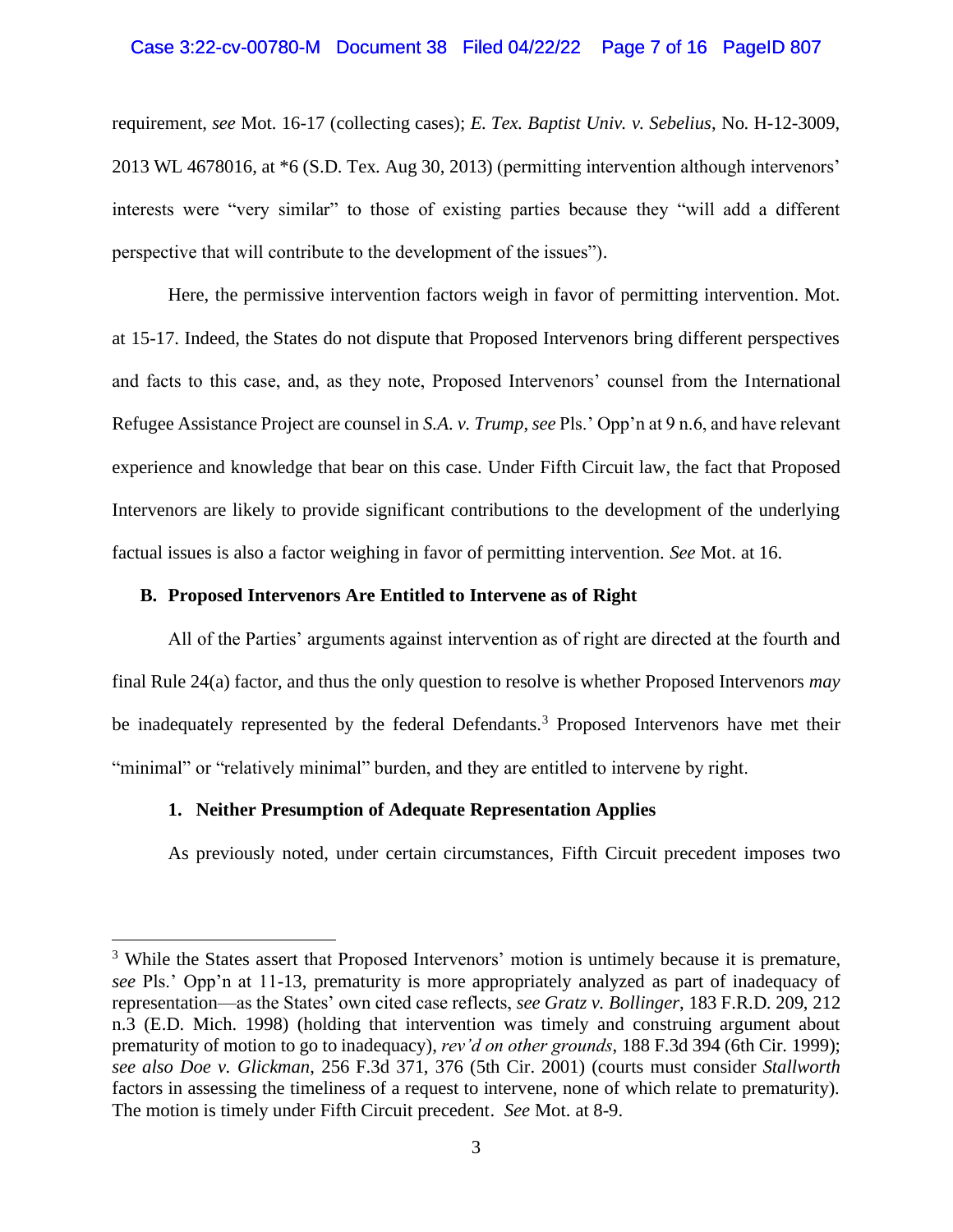requirement, *see* Mot. 16-17 (collecting cases); *E. Tex. Baptist Univ. v. Sebelius*, No. H-12-3009, 2013 WL 4678016, at *6 (S.D. Tex. Aug 30, 2013) (permitting intervention although intervenors' interests were "very similar" to those of existing parties because they "will add a different perspective that will contribute to the development of the issues").

Here, the permissive intervention factors weigh in favor of permitting intervention. Mot. at 15-17. Indeed, the States do not dispute that Proposed Intervenors bring different perspectives and facts to this case, and, as they note, Proposed Intervenors' counsel from the International Refugee Assistance Project are counsel in *S.A. v. Trump*, *see* Pls.' Opp'n at 9 n.6, and have relevant experience and knowledge that bear on this case. Under Fifth Circuit law, the fact that Proposed Intervenors are likely to provide significant contributions to the development of the underlying factual issues is also a factor weighing in favor of permitting intervention. *See* Mot. at 16.

### B. Proposed Intervenors Are Entitled to Intervene as of Right

All of the Parties' arguments against intervention as of right are directed at the fourth and final Rule 24(a) factor, and thus the only question to resolve is whether Proposed Intervenors *may* be inadequately represented by the federal Defendants.[3] Proposed Intervenors have met their "minimal" or "relatively minimal" burden, and they are entitled to intervene by right.

#### 1. Neither Presumption of Adequate Representation Applies

As previously noted, under certain circumstances, Fifth Circuit precedent imposes two

---

[3] While the States assert that Proposed Intervenors' motion is untimely because it is premature, *see* Pls.' Opp'n at 11-13, prematurity is more appropriately analyzed as part of inadequacy of representation—as the States' own cited case reflects, *see Gratz v. Bollinger*, 183 F.R.D. 209, 212 n.3 (E.D. Mich. 1998) (holding that intervention was timely and construing argument about prematurity of motion to go to inadequacy), *rev'd on other grounds*, 188 F.3d 394 (6th Cir. 1999); *see also Doe v. Glickman*, 256 F.3d 371, 376 (5th Cir. 2001) (courts must consider *Stallworth* factors in assessing the timeliness of a request to intervene, none of which relate to prematurity). The motion is timely under Fifth Circuit precedent. *See* Mot. at 8-9.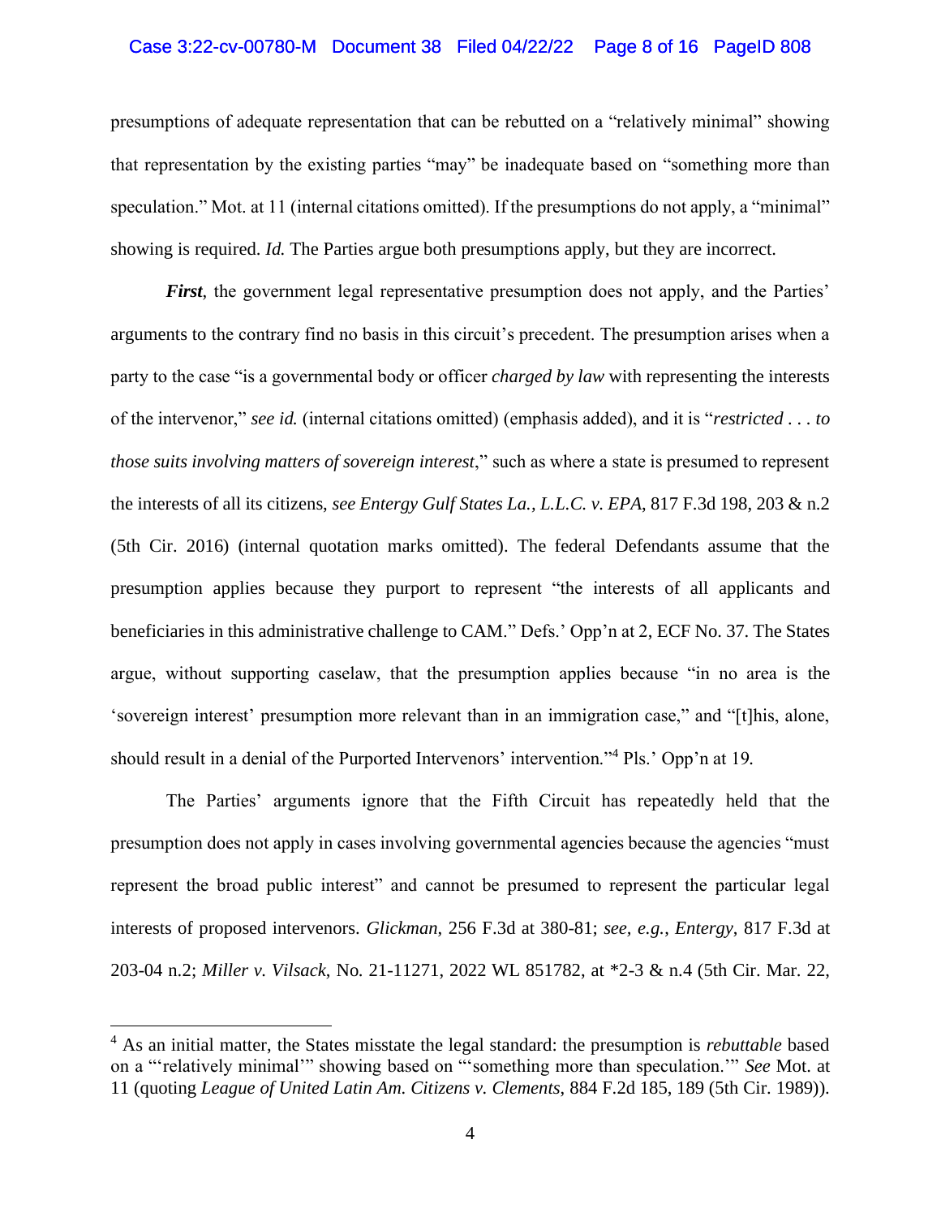presumptions of adequate representation that can be rebutted on a "relatively minimal" showing that representation by the existing parties "may" be inadequate based on "something more than speculation." Mot. at 11 (internal citations omitted). If the presumptions do not apply, a "minimal" showing is required. *Id.* The Parties argue both presumptions apply, but they are incorrect.

***First***, the government legal representative presumption does not apply, and the Parties' arguments to the contrary find no basis in this circuit's precedent. The presumption arises when a party to the case "is a governmental body or officer *charged by law* with representing the interests of the intervenor," *see id.* (internal citations omitted) (emphasis added), and it is "*restricted . . . to those suits involving matters of sovereign interest*," such as where a state is presumed to represent the interests of all its citizens, *see Entergy Gulf States La., L.L.C. v. EPA*, 817 F.3d 198, 203 & n.2 (5th Cir. 2016) (internal quotation marks omitted). The federal Defendants assume that the presumption applies because they purport to represent "the interests of all applicants and beneficiaries in this administrative challenge to CAM." Defs.' Opp'n at 2, ECF No. 37. The States argue, without supporting caselaw, that the presumption applies because "in no area is the 'sovereign interest' presumption more relevant than in an immigration case," and "[t]his, alone, should result in a denial of the Purported Intervenors' intervention."[4] Pls.' Opp'n at 19.

The Parties' arguments ignore that the Fifth Circuit has repeatedly held that the presumption does not apply in cases involving governmental agencies because the agencies "must represent the broad public interest" and cannot be presumed to represent the particular legal interests of proposed intervenors. *Glickman*, 256 F.3d at 380-81; *see, e.g.*, *Entergy*, 817 F.3d at 203-04 n.2; *Miller v. Vilsack*, No. 21-11271, 2022 WL 851782, at *2-3 & n.4 (5th Cir. Mar. 22,

[4] As an initial matter, the States misstate the legal standard: the presumption is *rebuttable* based on a "'relatively minimal'" showing based on "'something more than speculation.'" *See* Mot. at 11 (quoting *League of United Latin Am. Citizens v. Clements*, 884 F.2d 185, 189 (5th Cir. 1989)).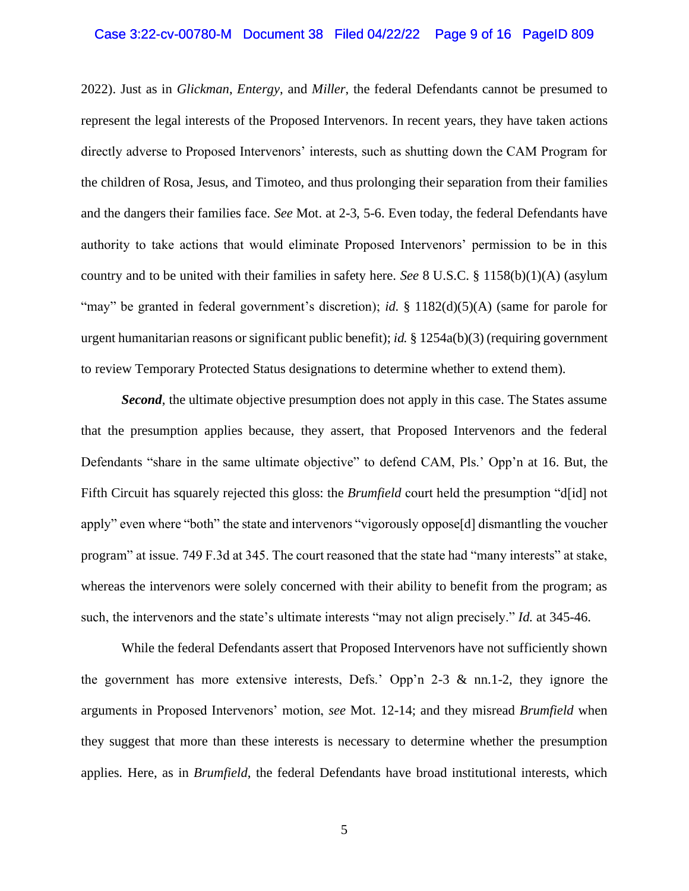2022). Just as in *Glickman*, *Entergy*, and *Miller*, the federal Defendants cannot be presumed to represent the legal interests of the Proposed Intervenors. In recent years, they have taken actions directly adverse to Proposed Intervenors' interests, such as shutting down the CAM Program for the children of Rosa, Jesus, and Timoteo, and thus prolonging their separation from their families and the dangers their families face. *See* Mot. at 2-3, 5-6. Even today, the federal Defendants have authority to take actions that would eliminate Proposed Intervenors' permission to be in this country and to be united with their families in safety here. *See* 8 U.S.C. § 1158(b)(1)(A) (asylum "may" be granted in federal government's discretion); *id.* § 1182(d)(5)(A) (same for parole for urgent humanitarian reasons or significant public benefit); *id.* § 1254a(b)(3) (requiring government to review Temporary Protected Status designations to determine whether to extend them).

***Second***, the ultimate objective presumption does not apply in this case. The States assume that the presumption applies because, they assert, that Proposed Intervenors and the federal Defendants "share in the same ultimate objective" to defend CAM, Pls.' Opp'n at 16. But, the Fifth Circuit has squarely rejected this gloss: the *Brumfield* court held the presumption "d[id] not apply" even where "both" the state and intervenors "vigorously oppose[d] dismantling the voucher program" at issue. 749 F.3d at 345. The court reasoned that the state had "many interests" at stake, whereas the intervenors were solely concerned with their ability to benefit from the program; as such, the intervenors and the state's ultimate interests "may not align precisely." *Id.* at 345-46.

While the federal Defendants assert that Proposed Intervenors have not sufficiently shown the government has more extensive interests, Defs.' Opp'n 2-3 & nn.1-2, they ignore the arguments in Proposed Intervenors' motion, *see* Mot. 12-14; and they misread *Brumfield* when they suggest that more than these interests is necessary to determine whether the presumption applies. Here, as in *Brumfield*, the federal Defendants have broad institutional interests, which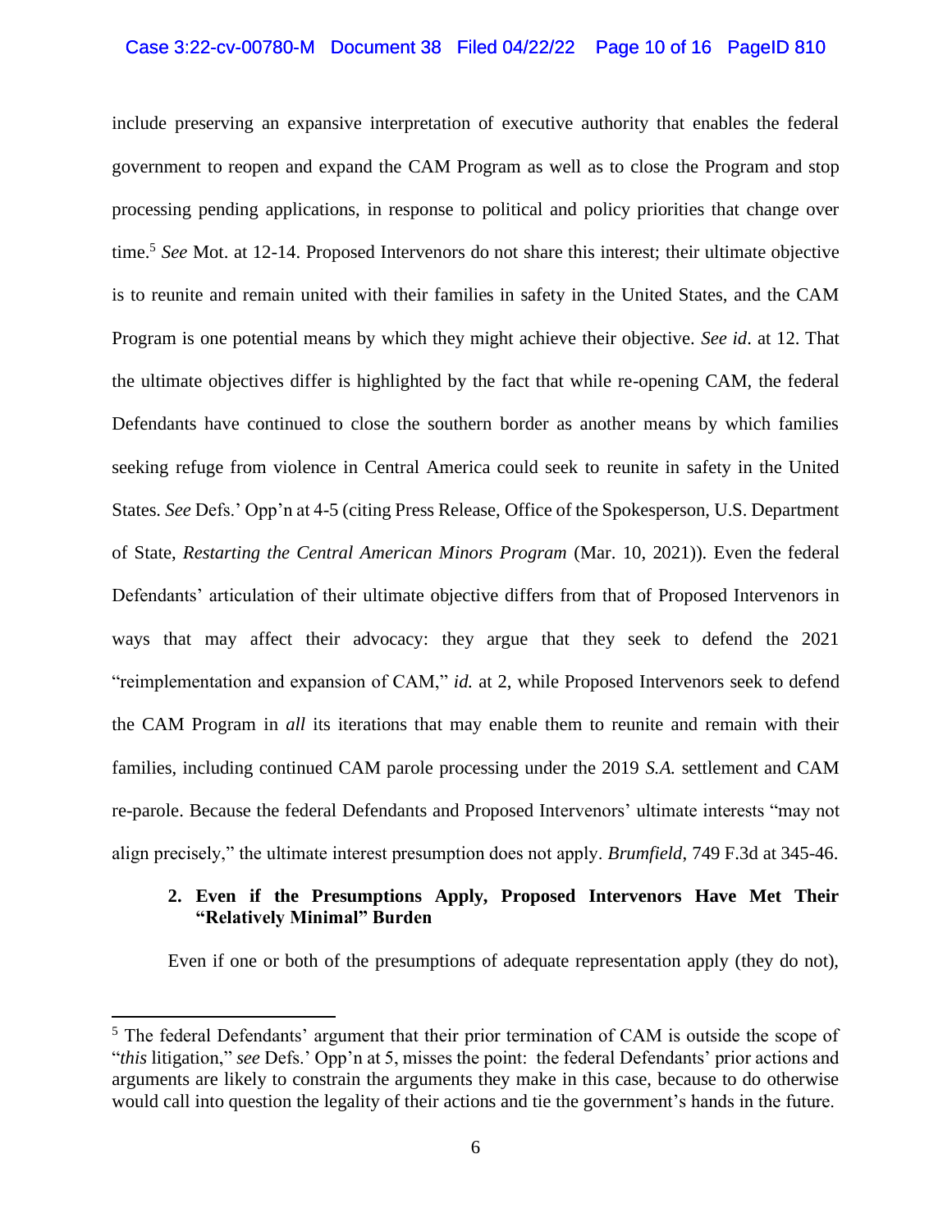include preserving an expansive interpretation of executive authority that enables the federal government to reopen and expand the CAM Program as well as to close the Program and stop processing pending applications, in response to political and policy priorities that change over time.[5] *See* Mot. at 12-14. Proposed Intervenors do not share this interest; their ultimate objective is to reunite and remain united with their families in safety in the United States, and the CAM Program is one potential means by which they might achieve their objective. *See id*. at 12. That the ultimate objectives differ is highlighted by the fact that while re-opening CAM, the federal Defendants have continued to close the southern border as another means by which families seeking refuge from violence in Central America could seek to reunite in safety in the United States. *See* Defs.' Opp'n at 4-5 (citing Press Release, Office of the Spokesperson, U.S. Department of State, *Restarting the Central American Minors Program* (Mar. 10, 2021)). Even the federal Defendants' articulation of their ultimate objective differs from that of Proposed Intervenors in ways that may affect their advocacy: they argue that they seek to defend the 2021 "reimplementation and expansion of CAM," *id.* at 2, while Proposed Intervenors seek to defend the CAM Program in *all* its iterations that may enable them to reunite and remain with their families, including continued CAM parole processing under the 2019 *S.A.* settlement and CAM re-parole. Because the federal Defendants and Proposed Intervenors' ultimate interests "may not align precisely," the ultimate interest presumption does not apply. *Brumfield*, 749 F.3d at 345-46.

**2. Even if the Presumptions Apply, Proposed Intervenors Have Met Their "Relatively Minimal" Burden**

Even if one or both of the presumptions of adequate representation apply (they do not),

[5] The federal Defendants' argument that their prior termination of CAM is outside the scope of "*this* litigation," *see* Defs.' Opp'n at 5, misses the point: the federal Defendants' prior actions and arguments are likely to constrain the arguments they make in this case, because to do otherwise would call into question the legality of their actions and tie the government's hands in the future.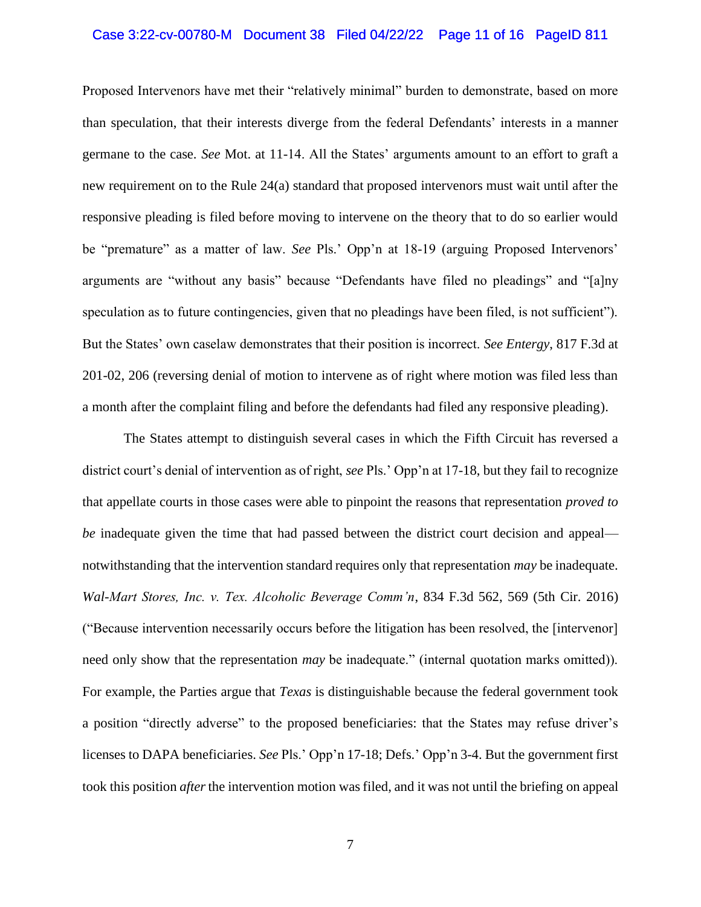Proposed Intervenors have met their "relatively minimal" burden to demonstrate, based on more than speculation, that their interests diverge from the federal Defendants' interests in a manner germane to the case. *See* Mot. at 11-14. All the States' arguments amount to an effort to graft a new requirement on to the Rule 24(a) standard that proposed intervenors must wait until after the responsive pleading is filed before moving to intervene on the theory that to do so earlier would be "premature" as a matter of law. *See* Pls.' Opp'n at 18-19 (arguing Proposed Intervenors' arguments are "without any basis" because "Defendants have filed no pleadings" and "[a]ny speculation as to future contingencies, given that no pleadings have been filed, is not sufficient"). But the States' own caselaw demonstrates that their position is incorrect. *See Entergy*, 817 F.3d at 201-02, 206 (reversing denial of motion to intervene as of right where motion was filed less than a month after the complaint filing and before the defendants had filed any responsive pleading).

The States attempt to distinguish several cases in which the Fifth Circuit has reversed a district court's denial of intervention as of right, *see* Pls.' Opp'n at 17-18, but they fail to recognize that appellate courts in those cases were able to pinpoint the reasons that representation *proved to be* inadequate given the time that had passed between the district court decision and appeal—notwithstanding that the intervention standard requires only that representation *may* be inadequate. *Wal-Mart Stores, Inc. v. Tex. Alcoholic Beverage Comm'n*, 834 F.3d 562, 569 (5th Cir. 2016) ("Because intervention necessarily occurs before the litigation has been resolved, the [intervenor] need only show that the representation *may* be inadequate." (internal quotation marks omitted)). For example, the Parties argue that *Texas* is distinguishable because the federal government took a position "directly adverse" to the proposed beneficiaries: that the States may refuse driver's licenses to DAPA beneficiaries. *See* Pls.' Opp'n 17-18; Defs.' Opp'n 3-4. But the government first took this position *after* the intervention motion was filed, and it was not until the briefing on appeal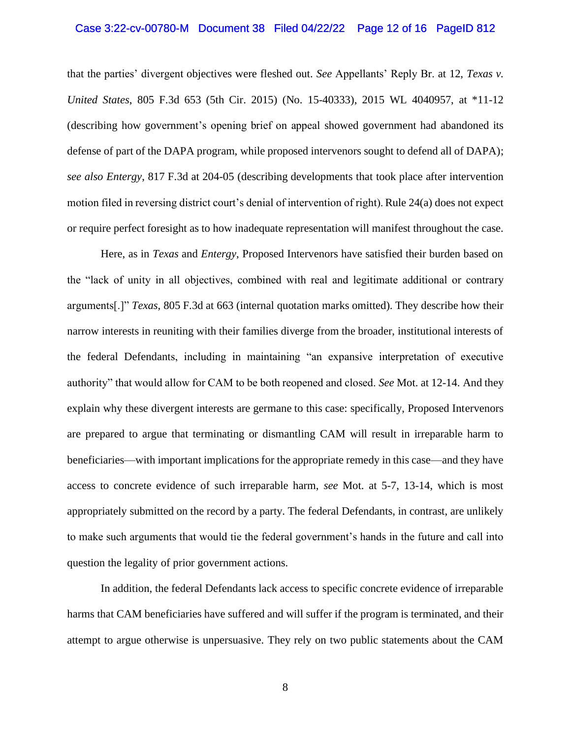that the parties' divergent objectives were fleshed out. *See* Appellants' Reply Br. at 12, *Texas v. United States*, 805 F.3d 653 (5th Cir. 2015) (No. 15-40333), 2015 WL 4040957, at *11-12 (describing how government's opening brief on appeal showed government had abandoned its defense of part of the DAPA program, while proposed intervenors sought to defend all of DAPA); *see also Entergy*, 817 F.3d at 204-05 (describing developments that took place after intervention motion filed in reversing district court's denial of intervention of right). Rule 24(a) does not expect or require perfect foresight as to how inadequate representation will manifest throughout the case.

Here, as in *Texas* and *Entergy*, Proposed Intervenors have satisfied their burden based on the "lack of unity in all objectives, combined with real and legitimate additional or contrary arguments[.]" *Texas*, 805 F.3d at 663 (internal quotation marks omitted). They describe how their narrow interests in reuniting with their families diverge from the broader, institutional interests of the federal Defendants, including in maintaining "an expansive interpretation of executive authority" that would allow for CAM to be both reopened and closed. *See* Mot. at 12-14. And they explain why these divergent interests are germane to this case: specifically, Proposed Intervenors are prepared to argue that terminating or dismantling CAM will result in irreparable harm to beneficiaries—with important implications for the appropriate remedy in this case—and they have access to concrete evidence of such irreparable harm, *see* Mot. at 5-7, 13-14, which is most appropriately submitted on the record by a party. The federal Defendants, in contrast, are unlikely to make such arguments that would tie the federal government's hands in the future and call into question the legality of prior government actions.

In addition, the federal Defendants lack access to specific concrete evidence of irreparable harms that CAM beneficiaries have suffered and will suffer if the program is terminated, and their attempt to argue otherwise is unpersuasive. They rely on two public statements about the CAM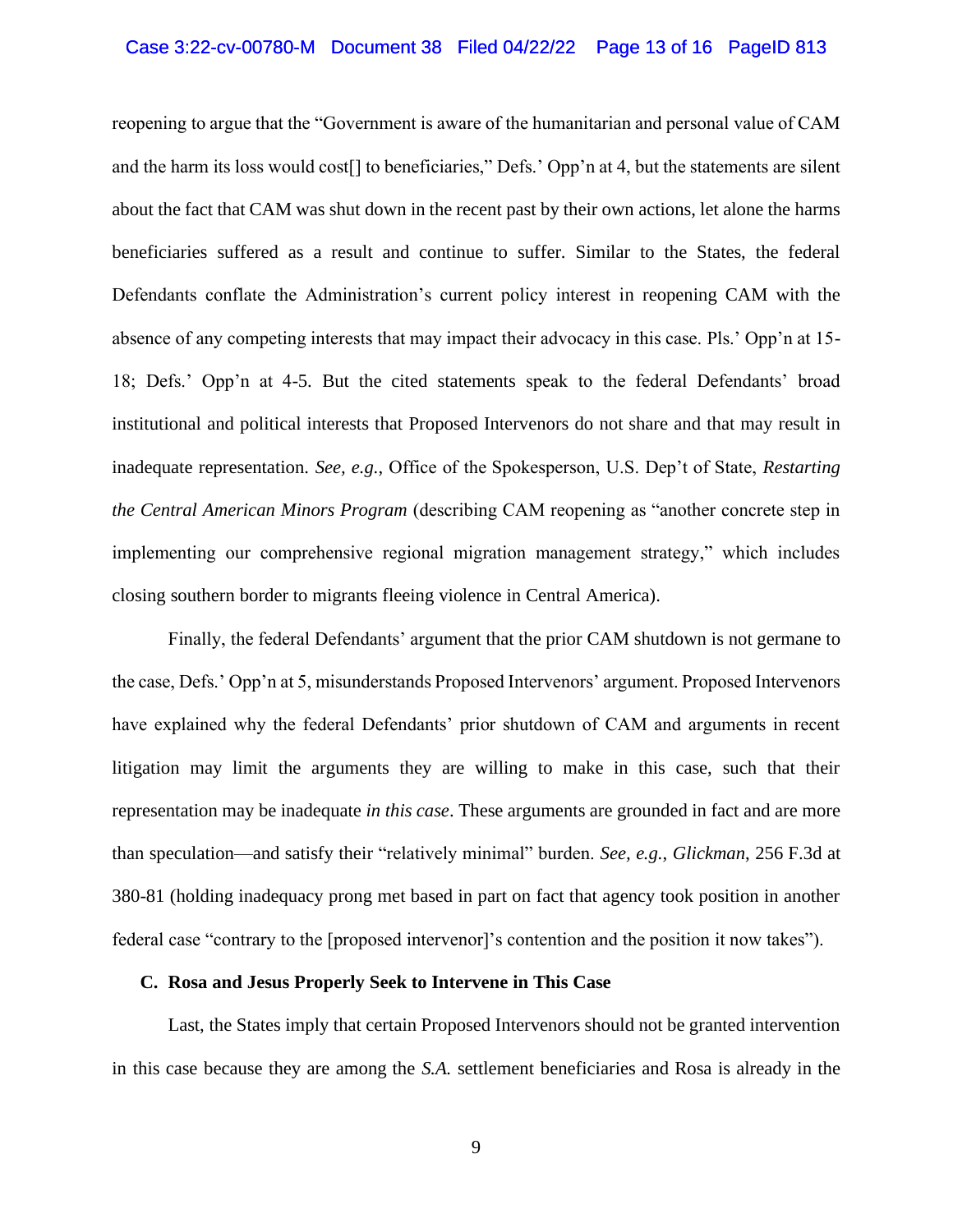reopening to argue that the "Government is aware of the humanitarian and personal value of CAM and the harm its loss would cost[] to beneficiaries," Defs.' Opp'n at 4, but the statements are silent about the fact that CAM was shut down in the recent past by their own actions, let alone the harms beneficiaries suffered as a result and continue to suffer. Similar to the States, the federal Defendants conflate the Administration's current policy interest in reopening CAM with the absence of any competing interests that may impact their advocacy in this case. Pls.' Opp'n at 15-18; Defs.' Opp'n at 4-5. But the cited statements speak to the federal Defendants' broad institutional and political interests that Proposed Intervenors do not share and that may result in inadequate representation. *See, e.g.*, Office of the Spokesperson, U.S. Dep't of State, *Restarting the Central American Minors Program* (describing CAM reopening as "another concrete step in implementing our comprehensive regional migration management strategy," which includes closing southern border to migrants fleeing violence in Central America).

Finally, the federal Defendants' argument that the prior CAM shutdown is not germane to the case, Defs.' Opp'n at 5, misunderstands Proposed Intervenors' argument. Proposed Intervenors have explained why the federal Defendants' prior shutdown of CAM and arguments in recent litigation may limit the arguments they are willing to make in this case, such that their representation may be inadequate *in this case*. These arguments are grounded in fact and are more than speculation—and satisfy their "relatively minimal" burden. *See, e.g., Glickman*, 256 F.3d at 380-81 (holding inadequacy prong met based in part on fact that agency took position in another federal case "contrary to the [proposed intervenor]'s contention and the position it now takes").

### C. Rosa and Jesus Properly Seek to Intervene in This Case

Last, the States imply that certain Proposed Intervenors should not be granted intervention in this case because they are among the *S.A.* settlement beneficiaries and Rosa is already in the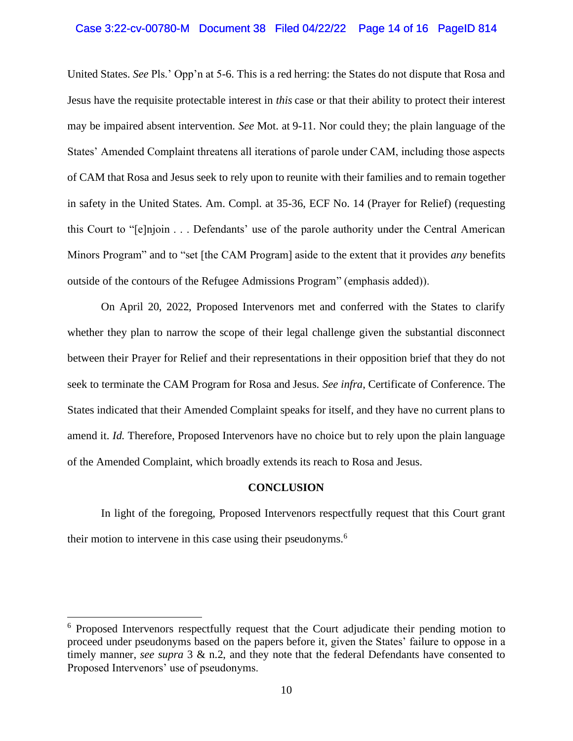United States. *See* Pls.' Opp'n at 5-6. This is a red herring: the States do not dispute that Rosa and Jesus have the requisite protectable interest in *this* case or that their ability to protect their interest may be impaired absent intervention. *See* Mot. at 9-11. Nor could they; the plain language of the States' Amended Complaint threatens all iterations of parole under CAM, including those aspects of CAM that Rosa and Jesus seek to rely upon to reunite with their families and to remain together in safety in the United States. Am. Compl. at 35-36, ECF No. 14 (Prayer for Relief) (requesting this Court to "[e]njoin . . . Defendants' use of the parole authority under the Central American Minors Program" and to "set [the CAM Program] aside to the extent that it provides *any* benefits outside of the contours of the Refugee Admissions Program" (emphasis added)).

On April 20, 2022, Proposed Intervenors met and conferred with the States to clarify whether they plan to narrow the scope of their legal challenge given the substantial disconnect between their Prayer for Relief and their representations in their opposition brief that they do not seek to terminate the CAM Program for Rosa and Jesus. *See infra*, Certificate of Conference. The States indicated that their Amended Complaint speaks for itself, and they have no current plans to amend it. *Id.* Therefore, Proposed Intervenors have no choice but to rely upon the plain language of the Amended Complaint, which broadly extends its reach to Rosa and Jesus.

## CONCLUSION

In light of the foregoing, Proposed Intervenors respectfully request that this Court grant their motion to intervene in this case using their pseudonyms.[6]

---

[6] Proposed Intervenors respectfully request that the Court adjudicate their pending motion to proceed under pseudonyms based on the papers before it, given the States' failure to oppose in a timely manner, *see supra* 3 & n.2, and they note that the federal Defendants have consented to Proposed Intervenors' use of pseudonyms.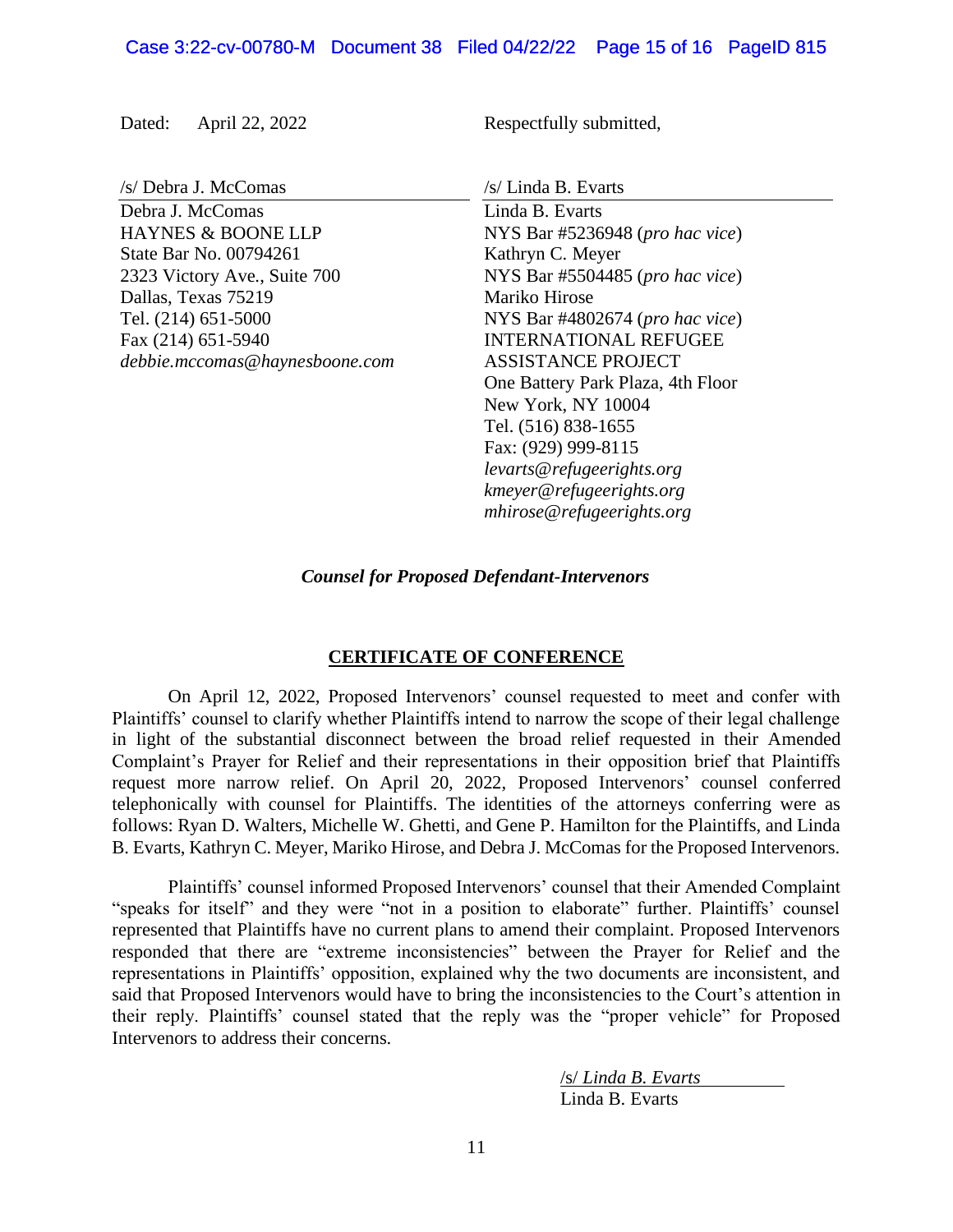Dated: April 22, 2022

Respectfully submitted,

/s/ Debra J. McComas
Debra J. McComas
HAYNES & BOONE LLP
State Bar No. 00794261
2323 Victory Ave., Suite 700
Dallas, Texas 75219
Tel. (214) 651-5000
Fax (214) 651-5940
*debbie.mccomas@haynesboone.com*

/s/ Linda B. Evarts
Linda B. Evarts
NYS Bar #5236948 (*pro hac vice*)
Kathryn C. Meyer
NYS Bar #5504485 (*pro hac vice*)
Mariko Hirose
NYS Bar #4802674 (*pro hac vice*)
INTERNATIONAL REFUGEE ASSISTANCE PROJECT
One Battery Park Plaza, 4th Floor
New York, NY 10004
Tel. (516) 838-1655
Fax: (929) 999-8115
*levarts@refugeerights.org*
*kmeyer@refugeerights.org*
*mhirose@refugeerights.org*

***Counsel for Proposed Defendant-Intervenors***

## CERTIFICATE OF CONFERENCE

On April 12, 2022, Proposed Intervenors' counsel requested to meet and confer with Plaintiffs' counsel to clarify whether Plaintiffs intend to narrow the scope of their legal challenge in light of the substantial disconnect between the broad relief requested in their Amended Complaint's Prayer for Relief and their representations in their opposition brief that Plaintiffs request more narrow relief. On April 20, 2022, Proposed Intervenors' counsel conferred telephonically with counsel for Plaintiffs. The identities of the attorneys conferring were as follows: Ryan D. Walters, Michelle W. Ghetti, and Gene P. Hamilton for the Plaintiffs, and Linda B. Evarts, Kathryn C. Meyer, Mariko Hirose, and Debra J. McComas for the Proposed Intervenors.

Plaintiffs' counsel informed Proposed Intervenors' counsel that their Amended Complaint "speaks for itself" and they were "not in a position to elaborate" further. Plaintiffs' counsel represented that Plaintiffs have no current plans to amend their complaint. Proposed Intervenors responded that there are "extreme inconsistencies" between the Prayer for Relief and the representations in Plaintiffs' opposition, explained why the two documents are inconsistent, and said that Proposed Intervenors would have to bring the inconsistencies to the Court's attention in their reply. Plaintiffs' counsel stated that the reply was the "proper vehicle" for Proposed Intervenors to address their concerns.

/s/ *Linda B. Evarts*
Linda B. Evarts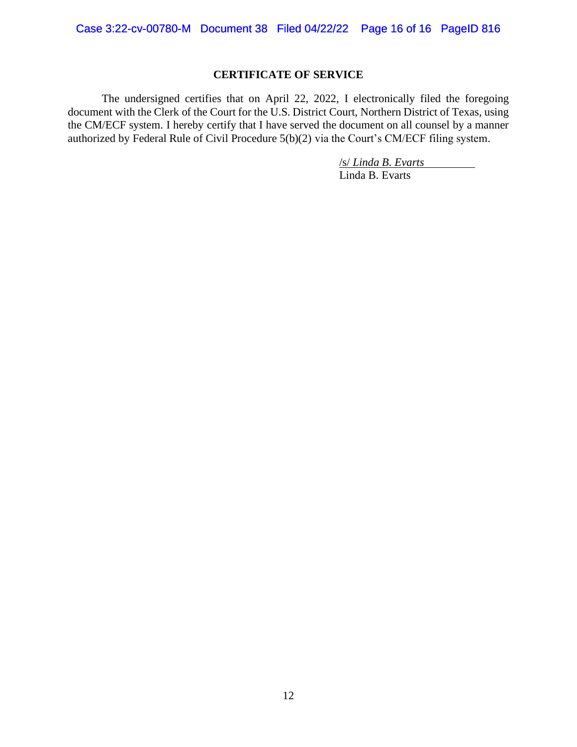**CERTIFICATE OF SERVICE**

The undersigned certifies that on April 22, 2022, I electronically filed the foregoing document with the Clerk of the Court for the U.S. District Court, Northern District of Texas, using the CM/ECF system. I hereby certify that I have served the document on all counsel by a manner authorized by Federal Rule of Civil Procedure 5(b)(2) via the Court's CM/ECF filing system.

/s/ *Linda B. Evarts*
Linda B. Evarts